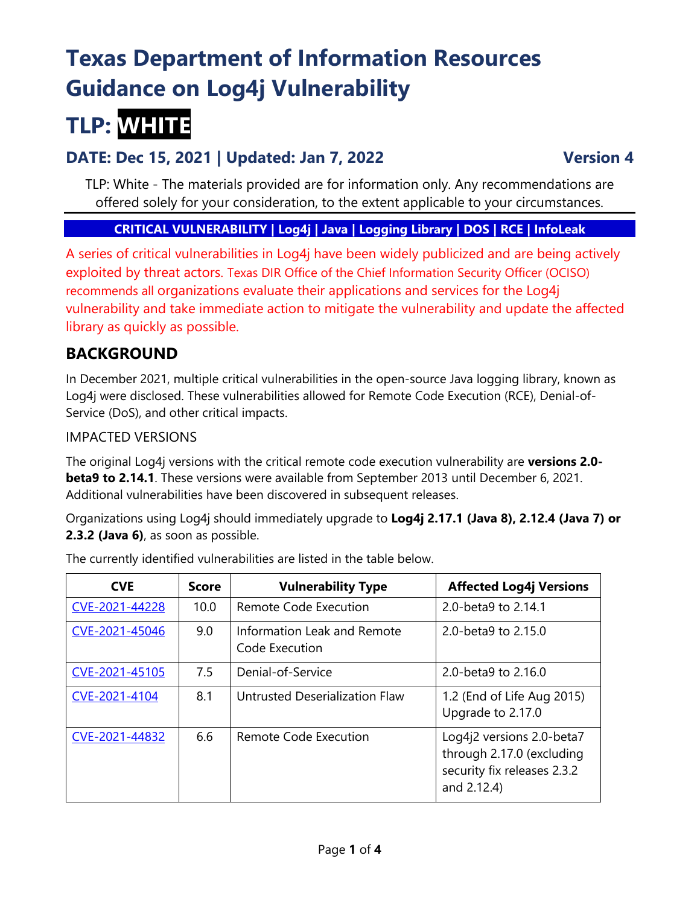# Texas Department of Information Resources Guidance on Log4j Vulnerability

# TLP: WHITE

## DATE: Dec 15, 2021 | Updated: Jan 7, 2022 Version 4

TLP: White - The materials provided are for information only. Any recommendations are offered solely for your consideration, to the extent applicable to your circumstances.

**CRITICAL VULNERABILITY | Log4j | Java | Logging Library | DOS | RCE | InfoLeak**

A series of critical vulnerabilities in Log4j have been widely publicized and are being actively exploited by threat actors. Texas DIR Office of the Chief Information Security Officer (OCISO) recommends all organizations evaluate their applications and services for the Log4j vulnerability and take immediate action to mitigate the vulnerability and update the affected library as quickly as possible.

## BACKGROUND

In December 2021, multiple critical vulnerabilities in the open-source Java logging library, known as Log4j were disclosed. These vulnerabilities allowed for Remote Code Execution (RCE), Denial-of-Service (DoS), and other critical impacts.

### IMPACTED VERSIONS

The original Log4j versions with the critical remote code execution vulnerability are **versions 2.0-beta9 to 2.14.1**. These versions were available from September 2013 until December 6, 2021. Additional vulnerabilities have been discovered in subsequent releases.

Organizations using Log4j should immediately upgrade to **Log4j 2.17.1 (Java 8), 2.12.4 (Java 7) or 2.3.2 (Java 6)**, as soon as possible.

The currently identified vulnerabilities are listed in the table below.

| CVE | Score | Vulnerability Type | Affected Log4j Versions |
|---|---|---|---|
| CVE-2021-44228 | 10.0 | Remote Code Execution | 2.0-beta9 to 2.14.1 |
| CVE-2021-45046 | 9.0 | Information Leak and Remote Code Execution | 2.0-beta9 to 2.15.0 |
| CVE-2021-45105 | 7.5 | Denial-of-Service | 2.0-beta9 to 2.16.0 |
| CVE-2021-4104 | 8.1 | Untrusted Deserialization Flaw | 1.2 (End of Life Aug 2015) Upgrade to 2.17.0 |
| CVE-2021-44832 | 6.6 | Remote Code Execution | Log4j2 versions 2.0-beta7 through 2.17.0 (excluding security fix releases 2.3.2 and 2.12.4) |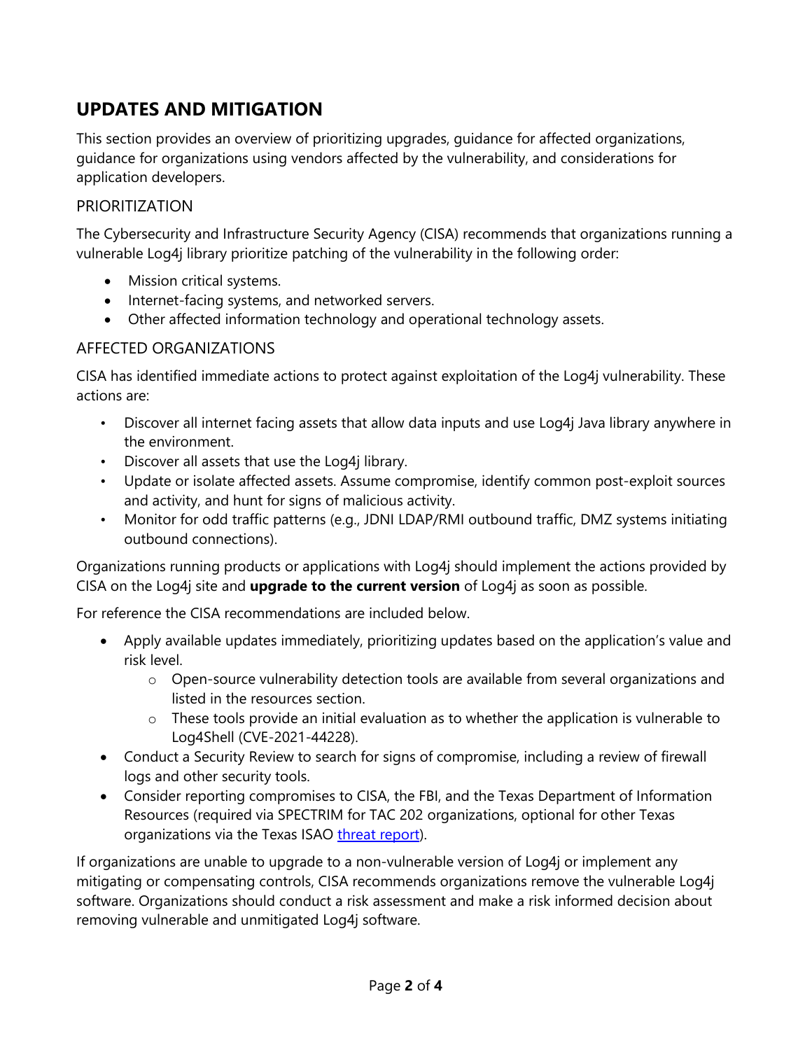## UPDATES AND MITIGATION

This section provides an overview of prioritizing upgrades, guidance for affected organizations, guidance for organizations using vendors affected by the vulnerability, and considerations for application developers.

### PRIORITIZATION

The Cybersecurity and Infrastructure Security Agency (CISA) recommends that organizations running a vulnerable Log4j library prioritize patching of the vulnerability in the following order:

- Mission critical systems.
- Internet-facing systems, and networked servers.
- Other affected information technology and operational technology assets.

### AFFECTED ORGANIZATIONS

CISA has identified immediate actions to protect against exploitation of the Log4j vulnerability. These actions are:

- Discover all internet facing assets that allow data inputs and use Log4j Java library anywhere in the environment.
- Discover all assets that use the Log4j library.
- Update or isolate affected assets. Assume compromise, identify common post-exploit sources and activity, and hunt for signs of malicious activity.
- Monitor for odd traffic patterns (e.g., JDNI LDAP/RMI outbound traffic, DMZ systems initiating outbound connections).

Organizations running products or applications with Log4j should implement the actions provided by CISA on the Log4j site and **upgrade to the current version** of Log4j as soon as possible.

For reference the CISA recommendations are included below.

- Apply available updates immediately, prioritizing updates based on the application's value and risk level.
  - Open-source vulnerability detection tools are available from several organizations and listed in the resources section.
  - These tools provide an initial evaluation as to whether the application is vulnerable to Log4Shell (CVE-2021-44228).
- Conduct a Security Review to search for signs of compromise, including a review of firewall logs and other security tools.
- Consider reporting compromises to CISA, the FBI, and the Texas Department of Information Resources (required via SPECTRIM for TAC 202 organizations, optional for other Texas organizations via the Texas ISAO threat report).

If organizations are unable to upgrade to a non-vulnerable version of Log4j or implement any mitigating or compensating controls, CISA recommends organizations remove the vulnerable Log4j software. Organizations should conduct a risk assessment and make a risk informed decision about removing vulnerable and unmitigated Log4j software.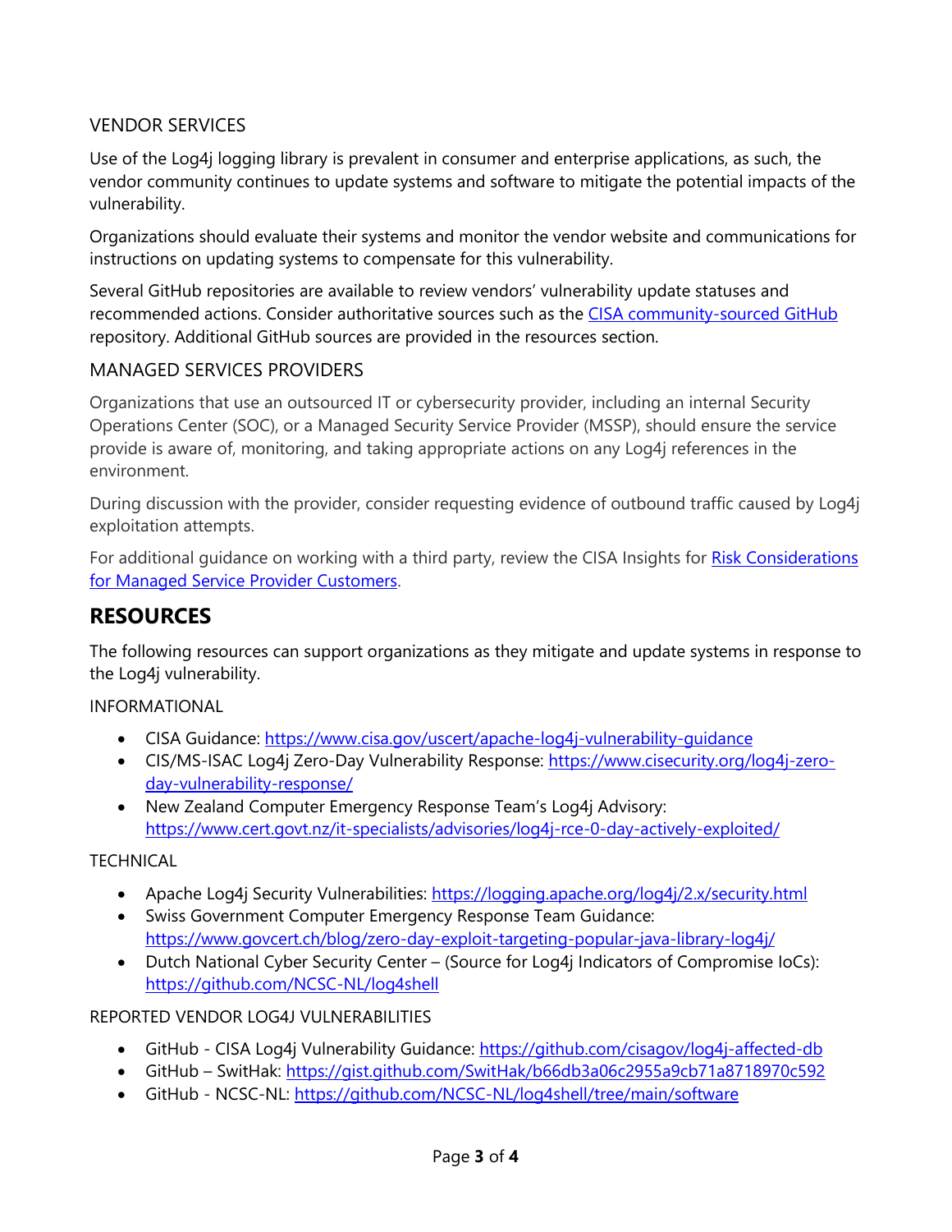### VENDOR SERVICES

Use of the Log4j logging library is prevalent in consumer and enterprise applications, as such, the vendor community continues to update systems and software to mitigate the potential impacts of the vulnerability.

Organizations should evaluate their systems and monitor the vendor website and communications for instructions on updating systems to compensate for this vulnerability.

Several GitHub repositories are available to review vendors' vulnerability update statuses and recommended actions. Consider authoritative sources such as the [CISA community-sourced GitHub](https://github.com/cisagov/log4j-affected-db) repository. Additional GitHub sources are provided in the resources section.

### MANAGED SERVICES PROVIDERS

Organizations that use an outsourced IT or cybersecurity provider, including an internal Security Operations Center (SOC), or a Managed Security Service Provider (MSSP), should ensure the service provide is aware of, monitoring, and taking appropriate actions on any Log4j references in the environment.

During discussion with the provider, consider requesting evidence of outbound traffic caused by Log4j exploitation attempts.

For additional guidance on working with a third party, review the CISA Insights for Risk Considerations for Managed Service Provider Customers.

## RESOURCES

The following resources can support organizations as they mitigate and update systems in response to the Log4j vulnerability.

### INFORMATIONAL

- CISA Guidance: https://www.cisa.gov/uscert/apache-log4j-vulnerability-guidance
- CIS/MS-ISAC Log4j Zero-Day Vulnerability Response: https://www.cisecurity.org/log4j-zero-day-vulnerability-response/
- New Zealand Computer Emergency Response Team's Log4j Advisory: https://www.cert.govt.nz/it-specialists/advisories/log4j-rce-0-day-actively-exploited/

### TECHNICAL

- Apache Log4j Security Vulnerabilities: https://logging.apache.org/log4j/2.x/security.html
- Swiss Government Computer Emergency Response Team Guidance: https://www.govcert.ch/blog/zero-day-exploit-targeting-popular-java-library-log4j/
- Dutch National Cyber Security Center – (Source for Log4j Indicators of Compromise IoCs): https://github.com/NCSC-NL/log4shell

### REPORTED VENDOR LOG4J VULNERABILITIES

- GitHub - CISA Log4j Vulnerability Guidance: https://github.com/cisagov/log4j-affected-db
- GitHub – SwitHak: https://gist.github.com/SwitHak/b66db3a06c2955a9cb71a8718970c592
- GitHub - NCSC-NL: https://github.com/NCSC-NL/log4shell/tree/main/software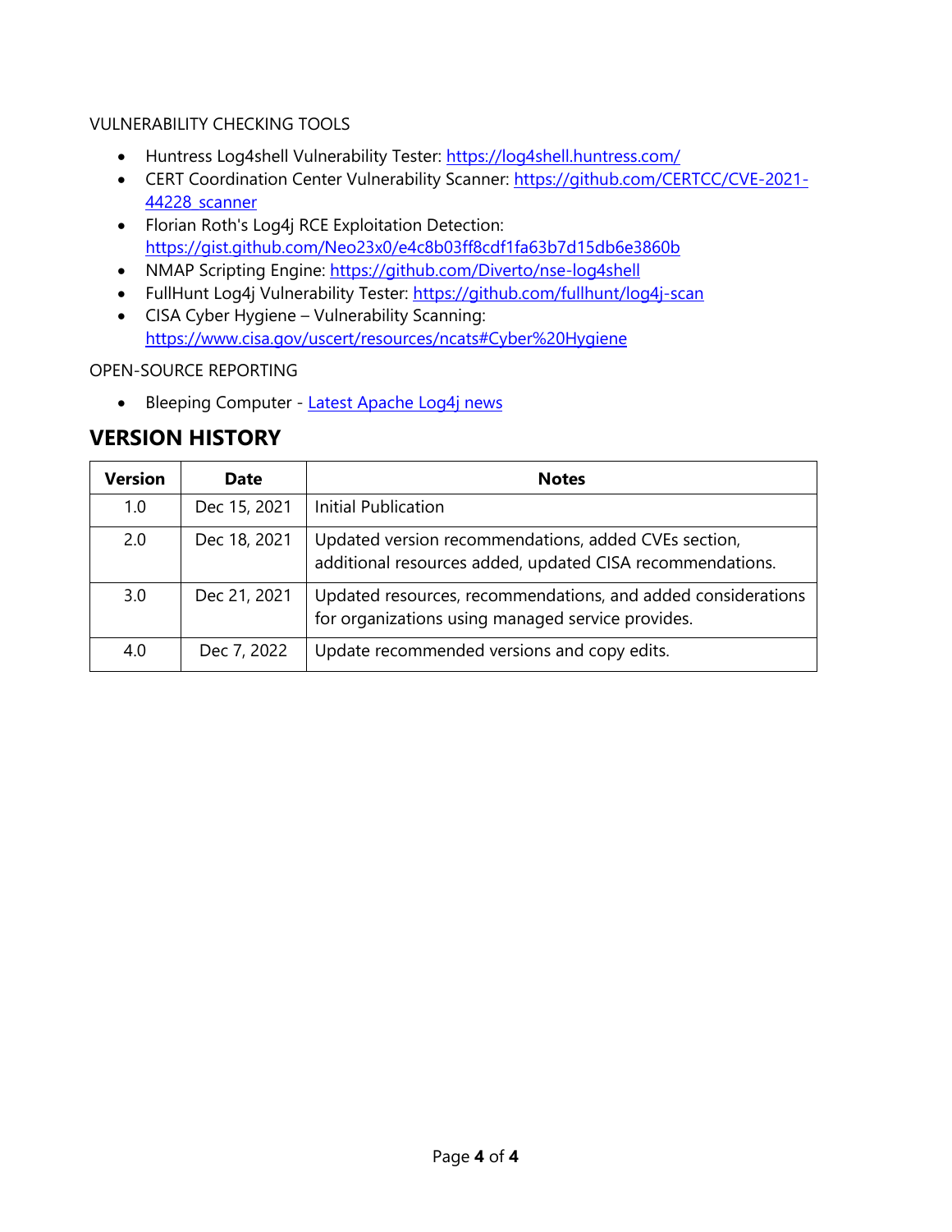VULNERABILITY CHECKING TOOLS

- Huntress Log4shell Vulnerability Tester: https://log4shell.huntress.com/
- CERT Coordination Center Vulnerability Scanner: https://github.com/CERTCC/CVE-2021-44228_scanner
- Florian Roth's Log4j RCE Exploitation Detection: https://gist.github.com/Neo23x0/e4c8b03ff8cdf1fa63b7d15db6e3860b
- NMAP Scripting Engine: https://github.com/Diverto/nse-log4shell
- FullHunt Log4j Vulnerability Tester: https://github.com/fullhunt/log4j-scan
- CISA Cyber Hygiene – Vulnerability Scanning: https://www.cisa.gov/uscert/resources/ncats#Cyber%20Hygiene

OPEN-SOURCE REPORTING

- Bleeping Computer - Latest Apache Log4j news

## VERSION HISTORY

| Version | Date | Notes |
|---|---|---|
| 1.0 | Dec 15, 2021 | Initial Publication |
| 2.0 | Dec 18, 2021 | Updated version recommendations, added CVEs section, additional resources added, updated CISA recommendations. |
| 3.0 | Dec 21, 2021 | Updated resources, recommendations, and added considerations for organizations using managed service provides. |
| 4.0 | Dec 7, 2022 | Update recommended versions and copy edits. |